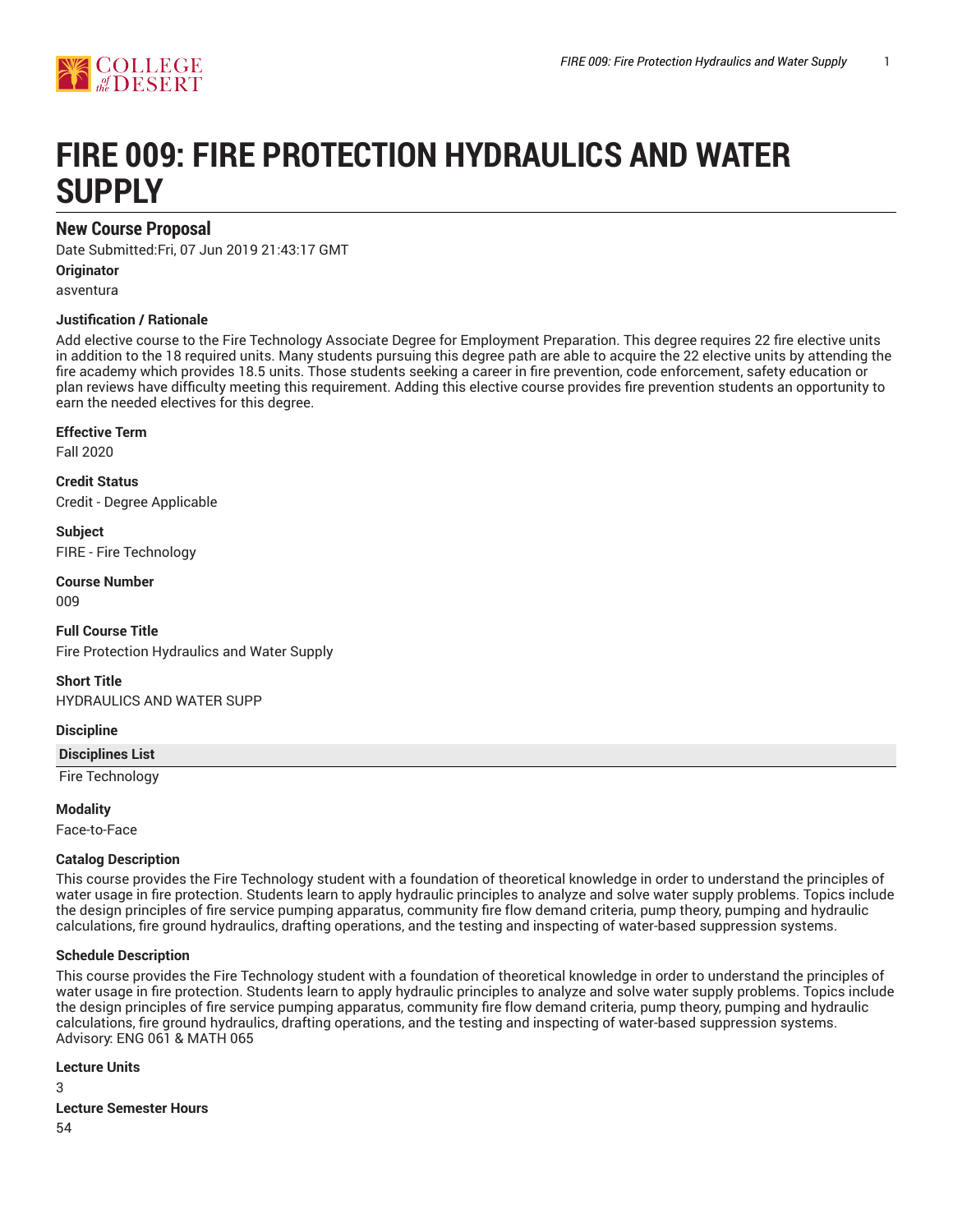# FIRE 009: FIRE PROTECTION HYDRAULICS AND WATER SUPPLY

## New Course Proposal

Date Submitted:Fri, 07 Jun 2019 21:43:17 GMT

**Originator**

asventura

**Justification / Rationale**

Add elective course to the Fire Technology Associate Degree for Employment Preparation. This degree requires 22 fire elective units in addition to the 18 required units. Many students pursuing this degree path are able to acquire the 22 elective units by attending the fire academy which provides 18.5 units. Those students seeking a career in fire prevention, code enforcement, safety education or plan reviews have difficulty meeting this requirement. Adding this elective course provides fire prevention students an opportunity to earn the needed electives for this degree.

**Effective Term**

Fall 2020

**Credit Status**

Credit - Degree Applicable

**Subject**

FIRE - Fire Technology

**Course Number**

009

**Full Course Title**

Fire Protection Hydraulics and Water Supply

**Short Title**

HYDRAULICS AND WATER SUPP

**Discipline**

| Disciplines List |
| --- |
| Fire Technology |

**Modality**

Face-to-Face

**Catalog Description**

This course provides the Fire Technology student with a foundation of theoretical knowledge in order to understand the principles of water usage in fire protection. Students learn to apply hydraulic principles to analyze and solve water supply problems. Topics include the design principles of fire service pumping apparatus, community fire flow demand criteria, pump theory, pumping and hydraulic calculations, fire ground hydraulics, drafting operations, and the testing and inspecting of water-based suppression systems.

**Schedule Description**

This course provides the Fire Technology student with a foundation of theoretical knowledge in order to understand the principles of water usage in fire protection. Students learn to apply hydraulic principles to analyze and solve water supply problems. Topics include the design principles of fire service pumping apparatus, community fire flow demand criteria, pump theory, pumping and hydraulic calculations, fire ground hydraulics, drafting operations, and the testing and inspecting of water-based suppression systems.
Advisory: ENG 061 & MATH 065

**Lecture Units**

3

**Lecture Semester Hours**

54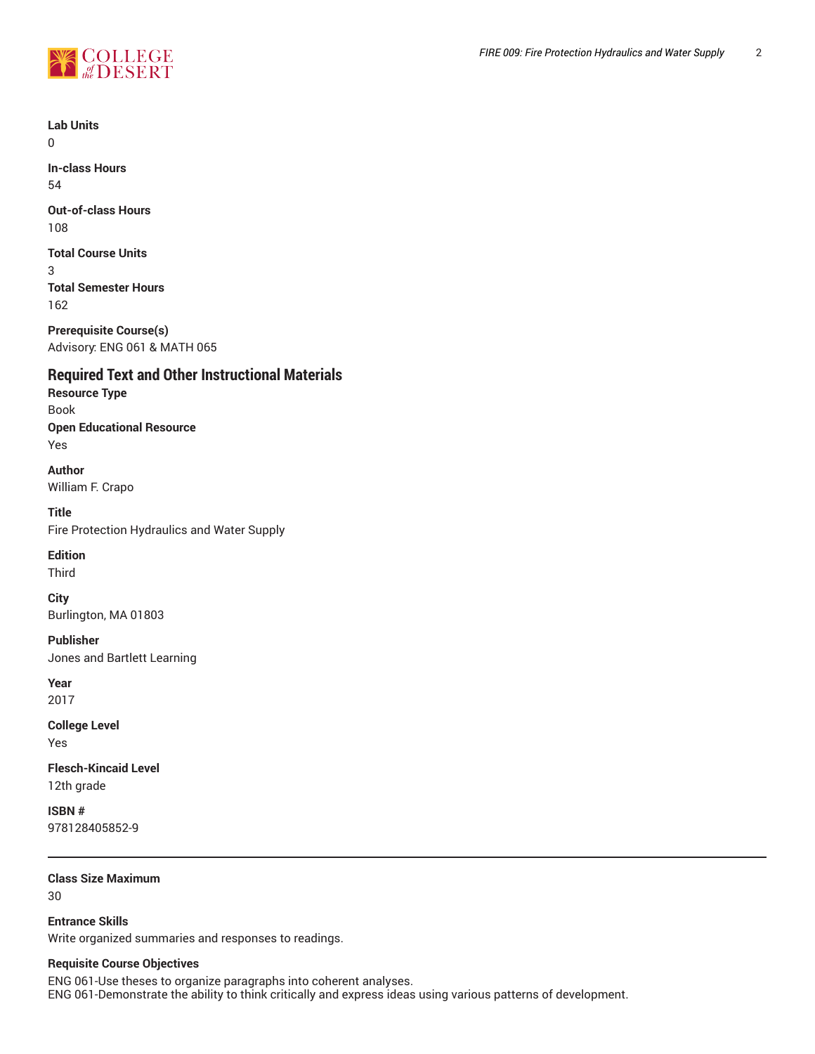**Lab Units**
0

**In-class Hours**
54

**Out-of-class Hours**
108

**Total Course Units**
3

**Total Semester Hours**
162

**Prerequisite Course(s)**
Advisory: ENG 061 & MATH 065

## Required Text and Other Instructional Materials

**Resource Type**
Book

**Open Educational Resource**
Yes

**Author**
William F. Crapo

**Title**
Fire Protection Hydraulics and Water Supply

**Edition**
Third

**City**
Burlington, MA 01803

**Publisher**
Jones and Bartlett Learning

**Year**
2017

**College Level**
Yes

**Flesch-Kincaid Level**
12th grade

**ISBN #**
978128405852-9

---

**Class Size Maximum**
30

**Entrance Skills**
Write organized summaries and responses to readings.

**Requisite Course Objectives**
ENG 061-Use theses to organize paragraphs into coherent analyses.
ENG 061-Demonstrate the ability to think critically and express ideas using various patterns of development.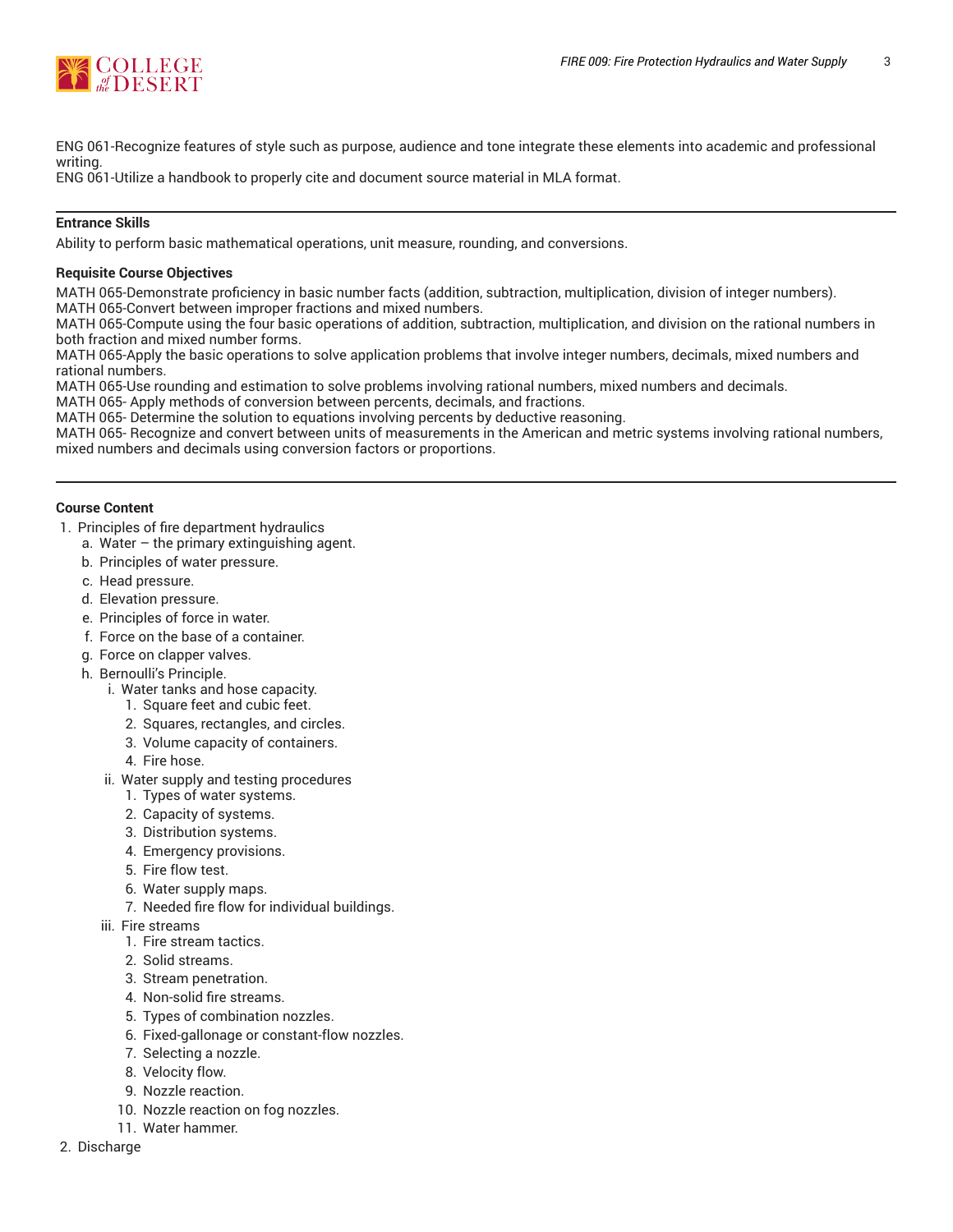ENG 061-Recognize features of style such as purpose, audience and tone integrate these elements into academic and professional writing.
ENG 061-Utilize a handbook to properly cite and document source material in MLA format.

---

**Entrance Skills**

Ability to perform basic mathematical operations, unit measure, rounding, and conversions.

**Requisite Course Objectives**

MATH 065-Demonstrate proficiency in basic number facts (addition, subtraction, multiplication, division of integer numbers).
MATH 065-Convert between improper fractions and mixed numbers.
MATH 065-Compute using the four basic operations of addition, subtraction, multiplication, and division on the rational numbers in both fraction and mixed number forms.
MATH 065-Apply the basic operations to solve application problems that involve integer numbers, decimals, mixed numbers and rational numbers.
MATH 065-Use rounding and estimation to solve problems involving rational numbers, mixed numbers and decimals.
MATH 065- Apply methods of conversion between percents, decimals, and fractions.
MATH 065- Determine the solution to equations involving percents by deductive reasoning.
MATH 065- Recognize and convert between units of measurements in the American and metric systems involving rational numbers, mixed numbers and decimals using conversion factors or proportions.

---

**Course Content**

1. Principles of fire department hydraulics
   a. Water – the primary extinguishing agent.
   b. Principles of water pressure.
   c. Head pressure.
   d. Elevation pressure.
   e. Principles of force in water.
   f. Force on the base of a container.
   g. Force on clapper valves.
   h. Bernoulli's Principle.
      i. Water tanks and hose capacity.
         1. Square feet and cubic feet.
         2. Squares, rectangles, and circles.
         3. Volume capacity of containers.
         4. Fire hose.
      ii. Water supply and testing procedures
         1. Types of water systems.
         2. Capacity of systems.
         3. Distribution systems.
         4. Emergency provisions.
         5. Fire flow test.
         6. Water supply maps.
         7. Needed fire flow for individual buildings.
      iii. Fire streams
         1. Fire stream tactics.
         2. Solid streams.
         3. Stream penetration.
         4. Non-solid fire streams.
         5. Types of combination nozzles.
         6. Fixed-gallonage or constant-flow nozzles.
         7. Selecting a nozzle.
         8. Velocity flow.
         9. Nozzle reaction.
         10. Nozzle reaction on fog nozzles.
         11. Water hammer.
2. Discharge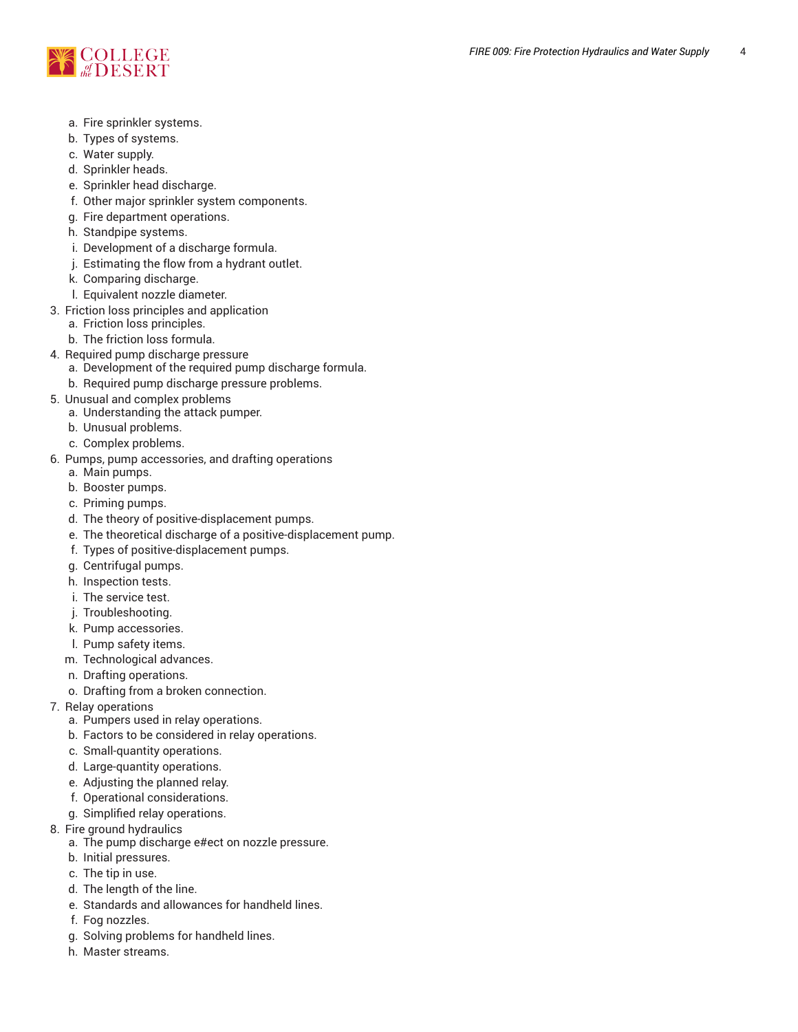a. Fire sprinkler systems.
   b. Types of systems.
   c. Water supply.
   d. Sprinkler heads.
   e. Sprinkler head discharge.
   f. Other major sprinkler system components.
   g. Fire department operations.
   h. Standpipe systems.
   i. Development of a discharge formula.
   j. Estimating the flow from a hydrant outlet.
   k. Comparing discharge.
   l. Equivalent nozzle diameter.
3. Friction loss principles and application
   a. Friction loss principles.
   b. The friction loss formula.
4. Required pump discharge pressure
   a. Development of the required pump discharge formula.
   b. Required pump discharge pressure problems.
5. Unusual and complex problems
   a. Understanding the attack pumper.
   b. Unusual problems.
   c. Complex problems.
6. Pumps, pump accessories, and drafting operations
   a. Main pumps.
   b. Booster pumps.
   c. Priming pumps.
   d. The theory of positive-displacement pumps.
   e. The theoretical discharge of a positive-displacement pump.
   f. Types of positive-displacement pumps.
   g. Centrifugal pumps.
   h. Inspection tests.
   i. The service test.
   j. Troubleshooting.
   k. Pump accessories.
   l. Pump safety items.
   m. Technological advances.
   n. Drafting operations.
   o. Drafting from a broken connection.
7. Relay operations
   a. Pumpers used in relay operations.
   b. Factors to be considered in relay operations.
   c. Small-quantity operations.
   d. Large-quantity operations.
   e. Adjusting the planned relay.
   f. Operational considerations.
   g. Simplified relay operations.
8. Fire ground hydraulics
   a. The pump discharge e#ect on nozzle pressure.
   b. Initial pressures.
   c. The tip in use.
   d. The length of the line.
   e. Standards and allowances for handheld lines.
   f. Fog nozzles.
   g. Solving problems for handheld lines.
   h. Master streams.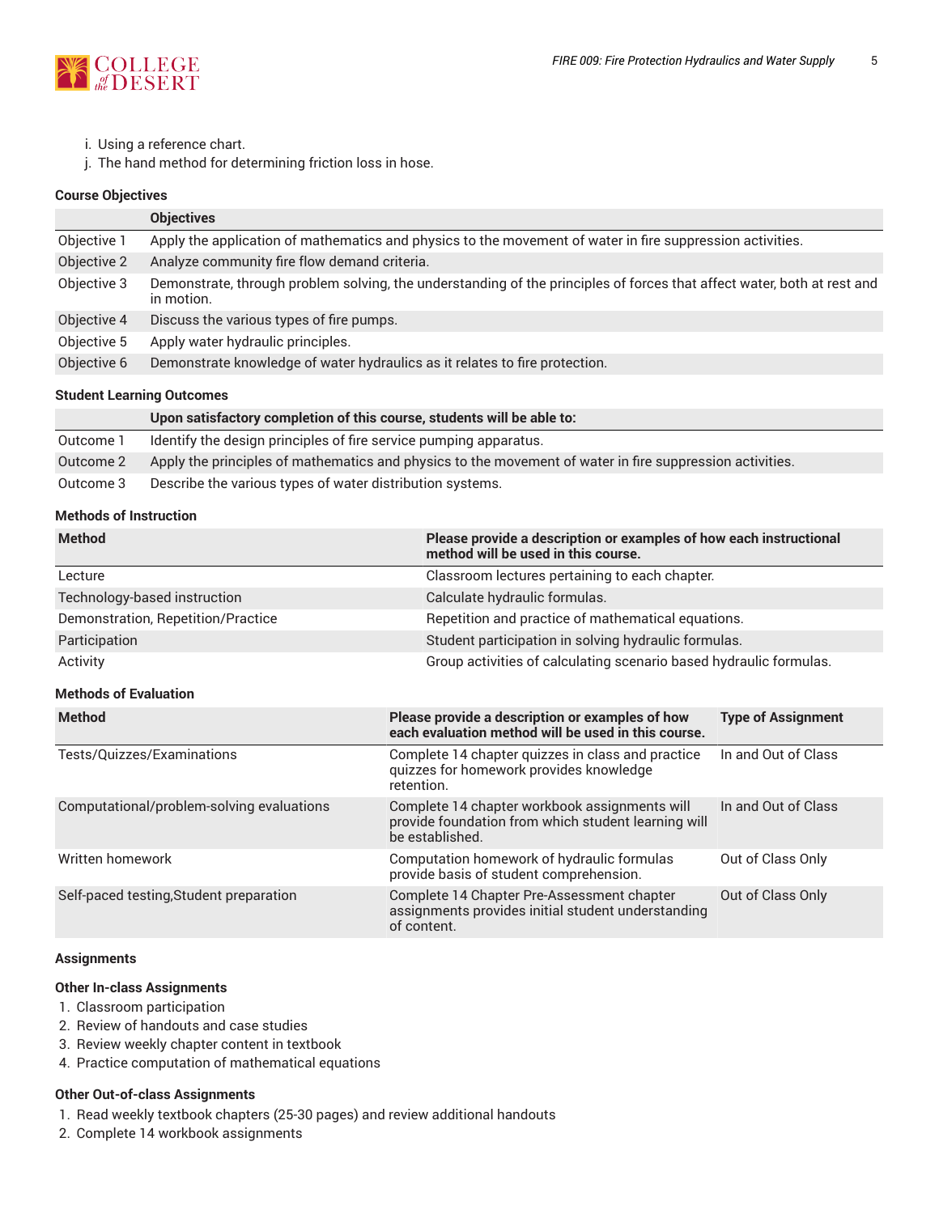i. Using a reference chart.
j. The hand method for determining friction loss in hose.

### Course Objectives

| | Objectives |
|---|---|
| Objective 1 | Apply the application of mathematics and physics to the movement of water in fire suppression activities. |
| Objective 2 | Analyze community fire flow demand criteria. |
| Objective 3 | Demonstrate, through problem solving, the understanding of the principles of forces that affect water, both at rest and in motion. |
| Objective 4 | Discuss the various types of fire pumps. |
| Objective 5 | Apply water hydraulic principles. |
| Objective 6 | Demonstrate knowledge of water hydraulics as it relates to fire protection. |

### Student Learning Outcomes

| | Upon satisfactory completion of this course, students will be able to: |
|---|---|
| Outcome 1 | Identify the design principles of fire service pumping apparatus. |
| Outcome 2 | Apply the principles of mathematics and physics to the movement of water in fire suppression activities. |
| Outcome 3 | Describe the various types of water distribution systems. |

### Methods of Instruction

| Method | Please provide a description or examples of how each instructional method will be used in this course. |
|---|---|
| Lecture | Classroom lectures pertaining to each chapter. |
| Technology-based instruction | Calculate hydraulic formulas. |
| Demonstration, Repetition/Practice | Repetition and practice of mathematical equations. |
| Participation | Student participation in solving hydraulic formulas. |
| Activity | Group activities of calculating scenario based hydraulic formulas. |

### Methods of Evaluation

| Method | Please provide a description or examples of how each evaluation method will be used in this course. | Type of Assignment |
|---|---|---|
| Tests/Quizzes/Examinations | Complete 14 chapter quizzes in class and practice quizzes for homework provides knowledge retention. | In and Out of Class |
| Computational/problem-solving evaluations | Complete 14 chapter workbook assignments will provide foundation from which student learning will be established. | In and Out of Class |
| Written homework | Computation homework of hydraulic formulas provide basis of student comprehension. | Out of Class Only |
| Self-paced testing,Student preparation | Complete 14 Chapter Pre-Assessment chapter assignments provides initial student understanding of content. | Out of Class Only |

### Assignments

#### Other In-class Assignments

1. Classroom participation
2. Review of handouts and case studies
3. Review weekly chapter content in textbook
4. Practice computation of mathematical equations

#### Other Out-of-class Assignments

1. Read weekly textbook chapters (25-30 pages) and review additional handouts
2. Complete 14 workbook assignments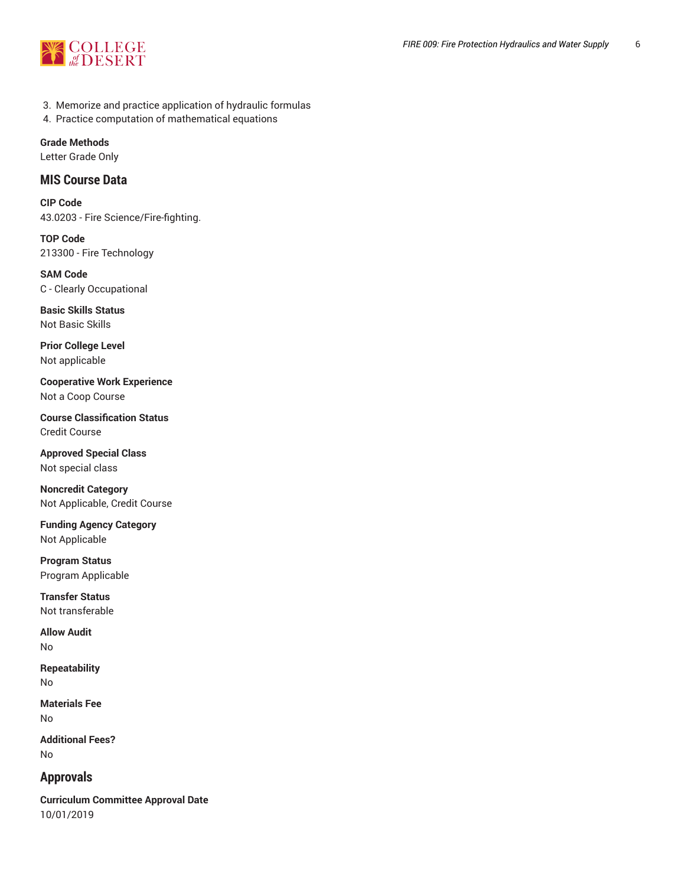3. Memorize and practice application of hydraulic formulas
4. Practice computation of mathematical equations

**Grade Methods**
Letter Grade Only

## MIS Course Data

**CIP Code**
43.0203 - Fire Science/Fire-fighting.

**TOP Code**
213300 - Fire Technology

**SAM Code**
C - Clearly Occupational

**Basic Skills Status**
Not Basic Skills

**Prior College Level**
Not applicable

**Cooperative Work Experience**
Not a Coop Course

**Course Classification Status**
Credit Course

**Approved Special Class**
Not special class

**Noncredit Category**
Not Applicable, Credit Course

**Funding Agency Category**
Not Applicable

**Program Status**
Program Applicable

**Transfer Status**
Not transferable

**Allow Audit**
No

**Repeatability**
No

**Materials Fee**
No

**Additional Fees?**
No

## Approvals

**Curriculum Committee Approval Date**
10/01/2019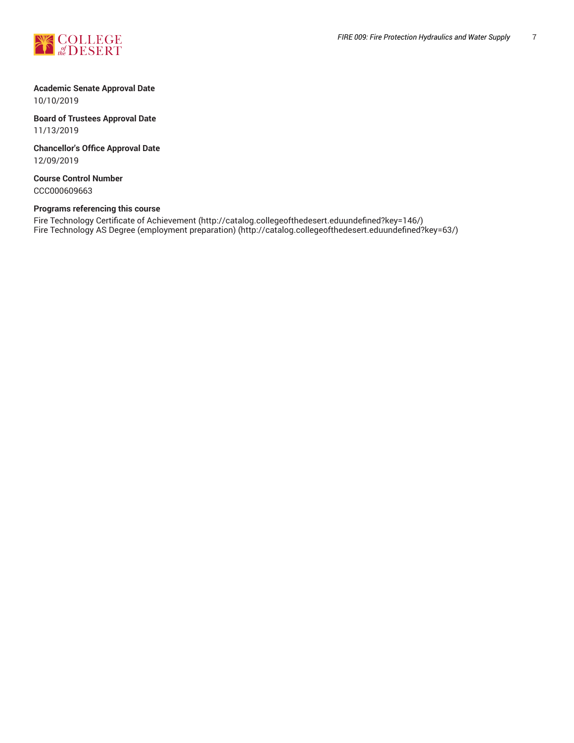**Academic Senate Approval Date**

10/10/2019

**Board of Trustees Approval Date**

11/13/2019

**Chancellor's Office Approval Date**

12/09/2019

**Course Control Number**

CCC000609663

**Programs referencing this course**

Fire Technology Certificate of Achievement (http://catalog.collegeofthedesert.eduundefined?key=146/)
Fire Technology AS Degree (employment preparation) (http://catalog.collegeofthedesert.eduundefined?key=63/)